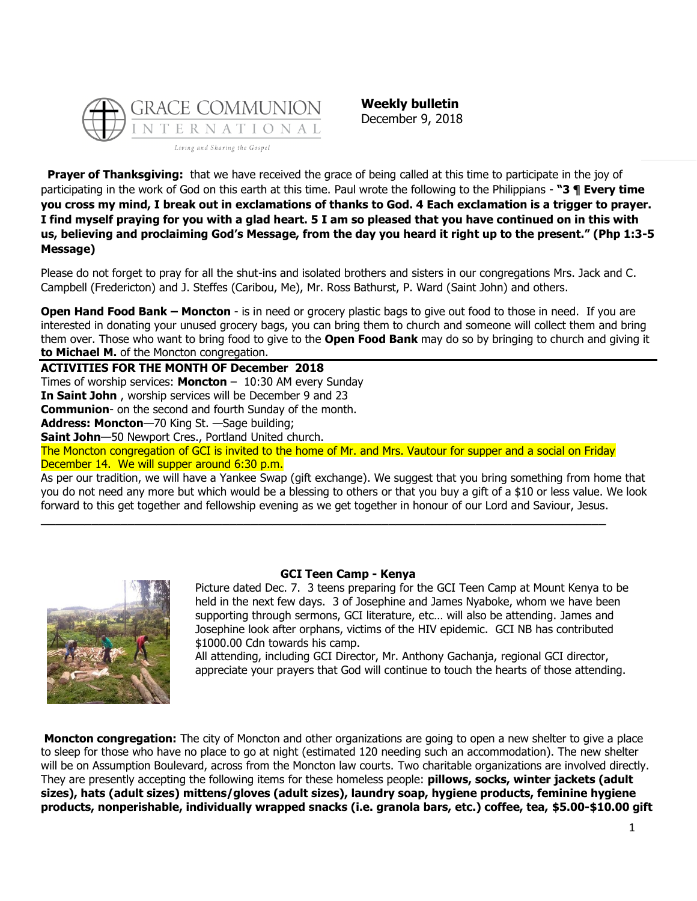**Weekly bulletin**
December 9, 2018

**Prayer of Thanksgiving:** that we have received the grace of being called at this time to participate in the joy of participating in the work of God on this earth at this time. Paul wrote the following to the Philippians - **"3 ¶ Every time you cross my mind, I break out in exclamations of thanks to God. 4 Each exclamation is a trigger to prayer. I find myself praying for you with a glad heart. 5 I am so pleased that you have continued on in this with us, believing and proclaiming God's Message, from the day you heard it right up to the present." (Php 1:3-5 Message)**

Please do not forget to pray for all the shut-ins and isolated brothers and sisters in our congregations Mrs. Jack and C. Campbell (Fredericton) and J. Steffes (Caribou, Me), Mr. Ross Bathurst, P. Ward (Saint John) and others.

**Open Hand Food Bank – Moncton** - is in need or grocery plastic bags to give out food to those in need. If you are interested in donating your unused grocery bags, you can bring them to church and someone will collect them and bring them over. Those who want to bring food to give to the **Open Food Bank** may do so by bringing to church and giving it **to Michael M.** of the Moncton congregation.

**ACTIVITIES FOR THE MONTH OF December 2018**

Times of worship services: **Moncton** – 10:30 AM every Sunday
**In Saint John** , worship services will be December 9 and 23
**Communion**- on the second and fourth Sunday of the month.
**Address: Moncton**—70 King St. —Sage building;
**Saint John**—50 Newport Cres., Portland United church.

The Moncton congregation of GCI is invited to the home of Mr. and Mrs. Vautour for supper and a social on Friday December 14. We will supper around 6:30 p.m.

As per our tradition, we will have a Yankee Swap (gift exchange). We suggest that you bring something from home that you do not need any more but which would be a blessing to others or that you buy a gift of a $10 or less value. We look forward to this get together and fellowship evening as we get together in honour of our Lord and Saviour, Jesus.

---

**GCI Teen Camp - Kenya**

Picture dated Dec. 7. 3 teens preparing for the GCI Teen Camp at Mount Kenya to be held in the next few days. 3 of Josephine and James Nyaboke, whom we have been supporting through sermons, GCI literature, etc… will also be attending. James and Josephine look after orphans, victims of the HIV epidemic. GCI NB has contributed $1000.00 Cdn towards his camp.

All attending, including GCI Director, Mr. Anthony Gachanja, regional GCI director, appreciate your prayers that God will continue to touch the hearts of those attending.

**Moncton congregation:** The city of Moncton and other organizations are going to open a new shelter to give a place to sleep for those who have no place to go at night (estimated 120 needing such an accommodation). The new shelter will be on Assumption Boulevard, across from the Moncton law courts. Two charitable organizations are involved directly. They are presently accepting the following items for these homeless people: **pillows, socks, winter jackets (adult sizes), hats (adult sizes) mittens/gloves (adult sizes), laundry soap, hygiene products, feminine hygiene products, nonperishable, individually wrapped snacks (i.e. granola bars, etc.) coffee, tea, $5.00-$10.00 gift**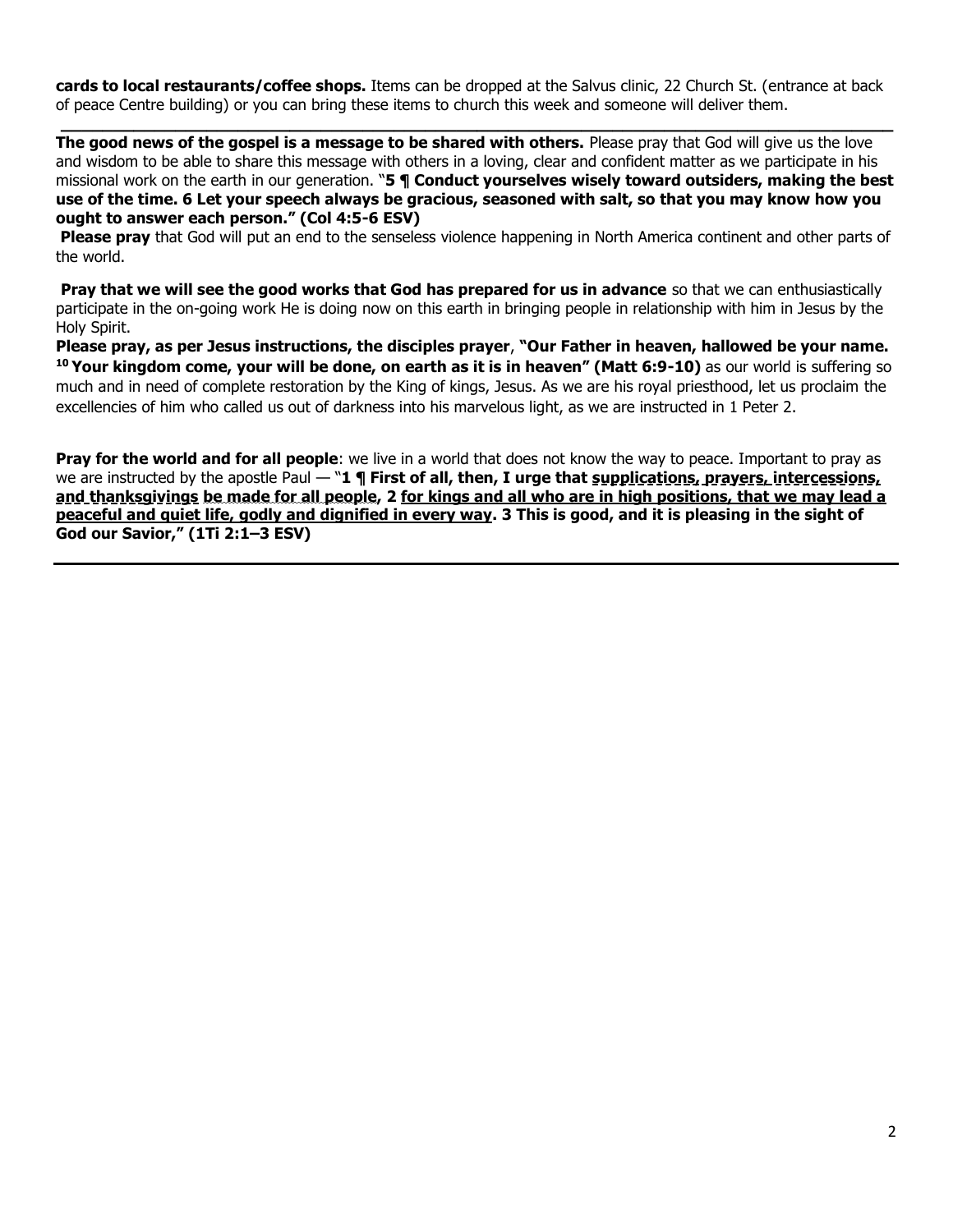**cards to local restaurants/coffee shops.** Items can be dropped at the Salvus clinic, 22 Church St. (entrance at back of peace Centre building) or you can bring these items to church this week and someone will deliver them.

---

**The good news of the gospel is a message to be shared with others.** Please pray that God will give us the love and wisdom to be able to share this message with others in a loving, clear and confident matter as we participate in his missional work on the earth in our generation. "**5 ¶ Conduct yourselves wisely toward outsiders, making the best use of the time. 6 Let your speech always be gracious, seasoned with salt, so that you may know how you ought to answer each person." (Col 4:5-6 ESV)**

**Please pray** that God will put an end to the senseless violence happening in North America continent and other parts of the world.

**Pray that we will see the good works that God has prepared for us in advance** so that we can enthusiastically participate in the on-going work He is doing now on this earth in bringing people in relationship with him in Jesus by the Holy Spirit.

**Please pray, as per Jesus instructions, the disciples prayer**, **"Our Father in heaven, hallowed be your name. [10] Your kingdom come, your will be done, on earth as it is in heaven" (Matt 6:9-10)** as our world is suffering so much and in need of complete restoration by the King of kings, Jesus. As we are his royal priesthood, let us proclaim the excellencies of him who called us out of darkness into his marvelous light, as we are instructed in 1 Peter 2.

**Pray for the world and for all people**: we live in a world that does not know the way to peace. Important to pray as we are instructed by the apostle Paul — "**1 ¶ First of all, then, I urge that <u>supplications, prayers, intercessions, and thanksgivings be made for all people</u>, 2 <u>for kings and all who are in high positions, that we may lead a peaceful and quiet life, godly and dignified in every way</u>. 3 This is good, and it is pleasing in the sight of God our Savior," (1Ti 2:1–3 ESV)**

---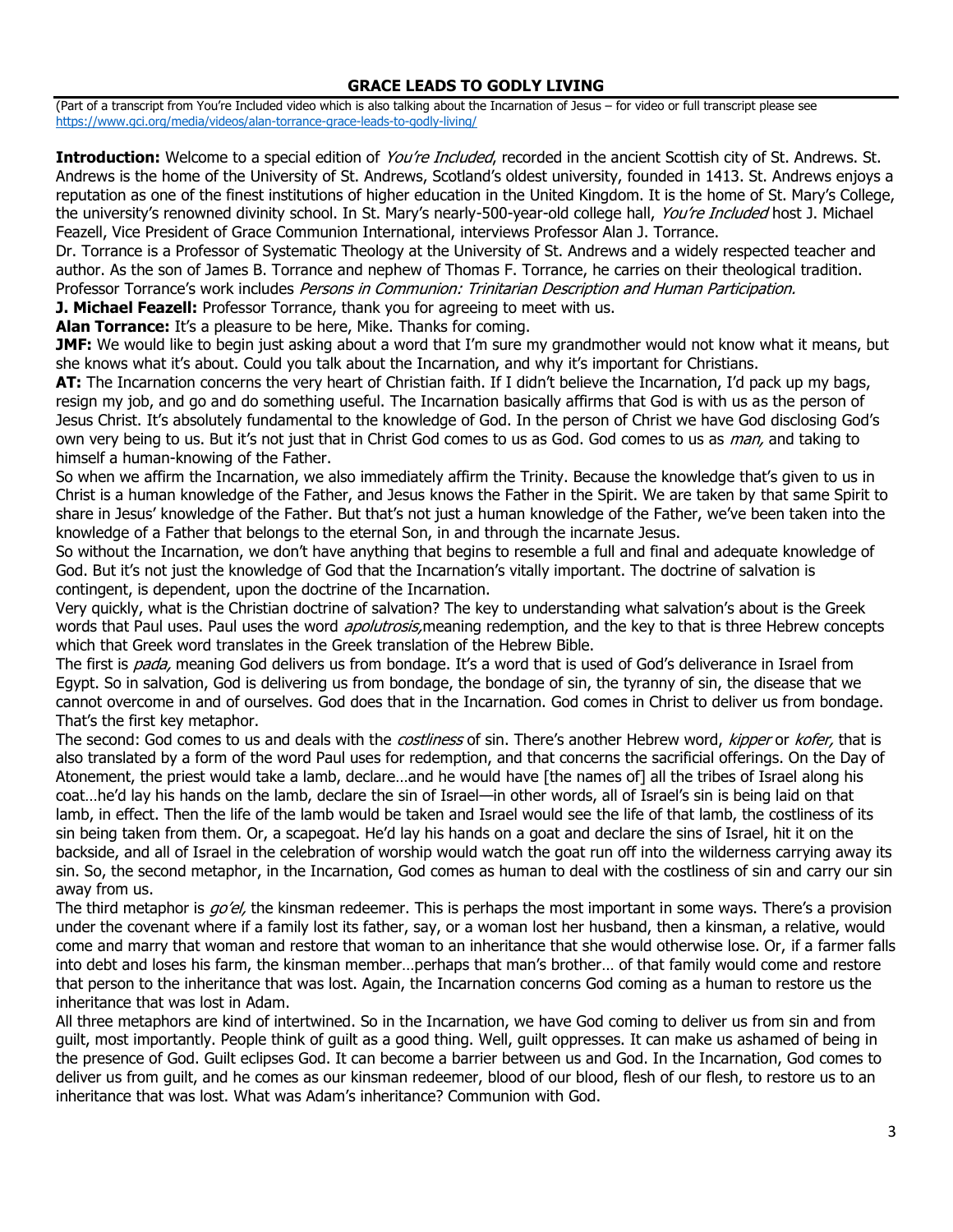# GRACE LEADS TO GODLY LIVING

(Part of a transcript from You're Included video which is also talking about the Incarnation of Jesus – for video or full transcript please see https://www.gci.org/media/videos/alan-torrance-grace-leads-to-godly-living/

**Introduction:** Welcome to a special edition of *You're Included*, recorded in the ancient Scottish city of St. Andrews. St. Andrews is the home of the University of St. Andrews, Scotland's oldest university, founded in 1413. St. Andrews enjoys a reputation as one of the finest institutions of higher education in the United Kingdom. It is the home of St. Mary's College, the university's renowned divinity school. In St. Mary's nearly-500-year-old college hall, *You're Included* host J. Michael Feazell, Vice President of Grace Communion International, interviews Professor Alan J. Torrance.

Dr. Torrance is a Professor of Systematic Theology at the University of St. Andrews and a widely respected teacher and author. As the son of James B. Torrance and nephew of Thomas F. Torrance, he carries on their theological tradition. Professor Torrance's work includes *Persons in Communion: Trinitarian Description and Human Participation.*

**J. Michael Feazell:** Professor Torrance, thank you for agreeing to meet with us.

**Alan Torrance:** It's a pleasure to be here, Mike. Thanks for coming.

**JMF:** We would like to begin just asking about a word that I'm sure my grandmother would not know what it means, but she knows what it's about. Could you talk about the Incarnation, and why it's important for Christians.

**AT:** The Incarnation concerns the very heart of Christian faith. If I didn't believe the Incarnation, I'd pack up my bags, resign my job, and go and do something useful. The Incarnation basically affirms that God is with us as the person of Jesus Christ. It's absolutely fundamental to the knowledge of God. In the person of Christ we have God disclosing God's own very being to us. But it's not just that in Christ God comes to us as God. God comes to us as *man,* and taking to himself a human-knowing of the Father.

So when we affirm the Incarnation, we also immediately affirm the Trinity. Because the knowledge that's given to us in Christ is a human knowledge of the Father, and Jesus knows the Father in the Spirit. We are taken by that same Spirit to share in Jesus' knowledge of the Father. But that's not just a human knowledge of the Father, we've been taken into the knowledge of a Father that belongs to the eternal Son, in and through the incarnate Jesus.

So without the Incarnation, we don't have anything that begins to resemble a full and final and adequate knowledge of God. But it's not just the knowledge of God that the Incarnation's vitally important. The doctrine of salvation is contingent, is dependent, upon the doctrine of the Incarnation.

Very quickly, what is the Christian doctrine of salvation? The key to understanding what salvation's about is the Greek words that Paul uses. Paul uses the word *apolutrosis,*meaning redemption, and the key to that is three Hebrew concepts which that Greek word translates in the Greek translation of the Hebrew Bible.

The first is *pada,* meaning God delivers us from bondage. It's a word that is used of God's deliverance in Israel from Egypt. So in salvation, God is delivering us from bondage, the bondage of sin, the tyranny of sin, the disease that we cannot overcome in and of ourselves. God does that in the Incarnation. God comes in Christ to deliver us from bondage. That's the first key metaphor.

The second: God comes to us and deals with the *costliness* of sin. There's another Hebrew word, *kipper* or *kofer,* that is also translated by a form of the word Paul uses for redemption, and that concerns the sacrificial offerings. On the Day of Atonement, the priest would take a lamb, declare…and he would have [the names of] all the tribes of Israel along his coat…he'd lay his hands on the lamb, declare the sin of Israel—in other words, all of Israel's sin is being laid on that lamb, in effect. Then the life of the lamb would be taken and Israel would see the life of that lamb, the costliness of its sin being taken from them. Or, a scapegoat. He'd lay his hands on a goat and declare the sins of Israel, hit it on the backside, and all of Israel in the celebration of worship would watch the goat run off into the wilderness carrying away its sin. So, the second metaphor, in the Incarnation, God comes as human to deal with the costliness of sin and carry our sin away from us.

The third metaphor is *go'el,* the kinsman redeemer. This is perhaps the most important in some ways. There's a provision under the covenant where if a family lost its father, say, or a woman lost her husband, then a kinsman, a relative, would come and marry that woman and restore that woman to an inheritance that she would otherwise lose. Or, if a farmer falls into debt and loses his farm, the kinsman member…perhaps that man's brother… of that family would come and restore that person to the inheritance that was lost. Again, the Incarnation concerns God coming as a human to restore us the inheritance that was lost in Adam.

All three metaphors are kind of intertwined. So in the Incarnation, we have God coming to deliver us from sin and from guilt, most importantly. People think of guilt as a good thing. Well, guilt oppresses. It can make us ashamed of being in the presence of God. Guilt eclipses God. It can become a barrier between us and God. In the Incarnation, God comes to deliver us from guilt, and he comes as our kinsman redeemer, blood of our blood, flesh of our flesh, to restore us to an inheritance that was lost. What was Adam's inheritance? Communion with God.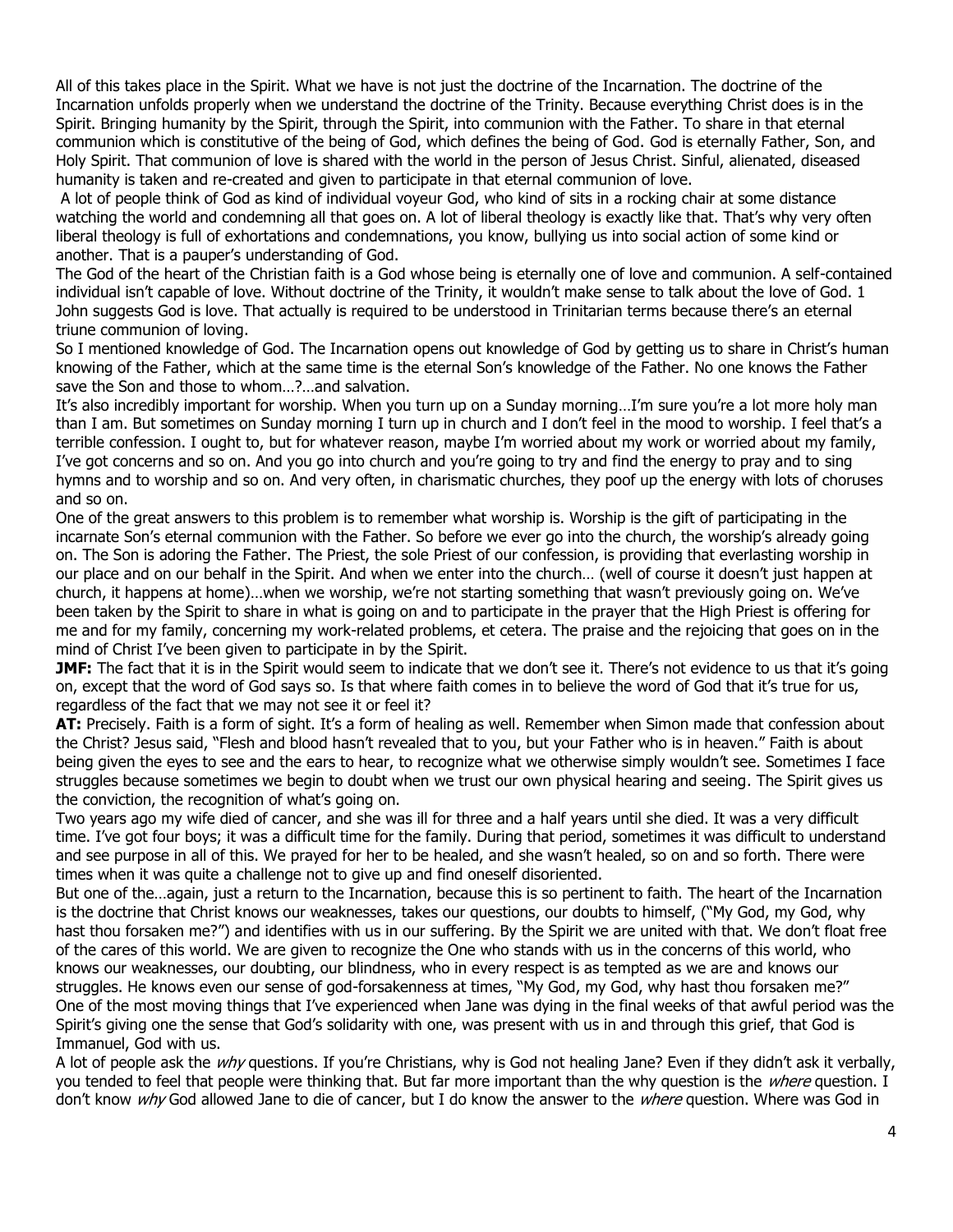All of this takes place in the Spirit. What we have is not just the doctrine of the Incarnation. The doctrine of the Incarnation unfolds properly when we understand the doctrine of the Trinity. Because everything Christ does is in the Spirit. Bringing humanity by the Spirit, through the Spirit, into communion with the Father. To share in that eternal communion which is constitutive of the being of God, which defines the being of God. God is eternally Father, Son, and Holy Spirit. That communion of love is shared with the world in the person of Jesus Christ. Sinful, alienated, diseased humanity is taken and re-created and given to participate in that eternal communion of love.

A lot of people think of God as kind of individual voyeur God, who kind of sits in a rocking chair at some distance watching the world and condemning all that goes on. A lot of liberal theology is exactly like that. That's why very often liberal theology is full of exhortations and condemnations, you know, bullying us into social action of some kind or another. That is a pauper's understanding of God.

The God of the heart of the Christian faith is a God whose being is eternally one of love and communion. A self-contained individual isn't capable of love. Without doctrine of the Trinity, it wouldn't make sense to talk about the love of God. 1 John suggests God is love. That actually is required to be understood in Trinitarian terms because there's an eternal triune communion of loving.

So I mentioned knowledge of God. The Incarnation opens out knowledge of God by getting us to share in Christ's human knowing of the Father, which at the same time is the eternal Son's knowledge of the Father. No one knows the Father save the Son and those to whom…?…and salvation.

It's also incredibly important for worship. When you turn up on a Sunday morning…I'm sure you're a lot more holy man than I am. But sometimes on Sunday morning I turn up in church and I don't feel in the mood to worship. I feel that's a terrible confession. I ought to, but for whatever reason, maybe I'm worried about my work or worried about my family, I've got concerns and so on. And you go into church and you're going to try and find the energy to pray and to sing hymns and to worship and so on. And very often, in charismatic churches, they poof up the energy with lots of choruses and so on.

One of the great answers to this problem is to remember what worship is. Worship is the gift of participating in the incarnate Son's eternal communion with the Father. So before we ever go into the church, the worship's already going on. The Son is adoring the Father. The Priest, the sole Priest of our confession, is providing that everlasting worship in our place and on our behalf in the Spirit. And when we enter into the church… (well of course it doesn't just happen at church, it happens at home)…when we worship, we're not starting something that wasn't previously going on. We've been taken by the Spirit to share in what is going on and to participate in the prayer that the High Priest is offering for me and for my family, concerning my work-related problems, et cetera. The praise and the rejoicing that goes on in the mind of Christ I've been given to participate in by the Spirit.

**JMF:** The fact that it is in the Spirit would seem to indicate that we don't see it. There's not evidence to us that it's going on, except that the word of God says so. Is that where faith comes in to believe the word of God that it's true for us, regardless of the fact that we may not see it or feel it?

**AT:** Precisely. Faith is a form of sight. It's a form of healing as well. Remember when Simon made that confession about the Christ? Jesus said, "Flesh and blood hasn't revealed that to you, but your Father who is in heaven." Faith is about being given the eyes to see and the ears to hear, to recognize what we otherwise simply wouldn't see. Sometimes I face struggles because sometimes we begin to doubt when we trust our own physical hearing and seeing. The Spirit gives us the conviction, the recognition of what's going on.

Two years ago my wife died of cancer, and she was ill for three and a half years until she died. It was a very difficult time. I've got four boys; it was a difficult time for the family. During that period, sometimes it was difficult to understand and see purpose in all of this. We prayed for her to be healed, and she wasn't healed, so on and so forth. There were times when it was quite a challenge not to give up and find oneself disoriented.

But one of the…again, just a return to the Incarnation, because this is so pertinent to faith. The heart of the Incarnation is the doctrine that Christ knows our weaknesses, takes our questions, our doubts to himself, ("My God, my God, why hast thou forsaken me?") and identifies with us in our suffering. By the Spirit we are united with that. We don't float free of the cares of this world. We are given to recognize the One who stands with us in the concerns of this world, who knows our weaknesses, our doubting, our blindness, who in every respect is as tempted as we are and knows our struggles. He knows even our sense of god-forsakenness at times, "My God, my God, why hast thou forsaken me?"

One of the most moving things that I've experienced when Jane was dying in the final weeks of that awful period was the Spirit's giving one the sense that God's solidarity with one, was present with us in and through this grief, that God is Immanuel, God with us.

A lot of people ask the *why* questions. If you're Christians, why is God not healing Jane? Even if they didn't ask it verbally, you tended to feel that people were thinking that. But far more important than the why question is the *where* question. I don't know *why* God allowed Jane to die of cancer, but I do know the answer to the *where* question. Where was God in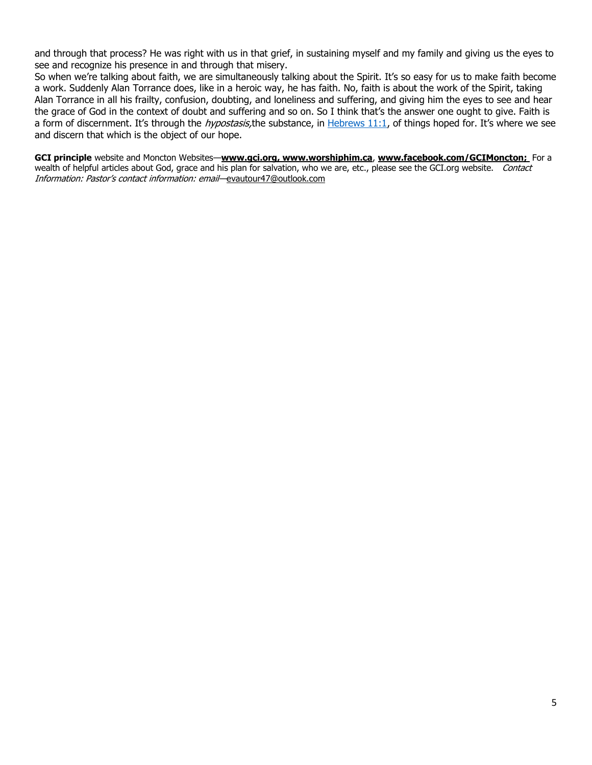and through that process? He was right with us in that grief, in sustaining myself and my family and giving us the eyes to see and recognize his presence in and through that misery.

So when we're talking about faith, we are simultaneously talking about the Spirit. It's so easy for us to make faith become a work. Suddenly Alan Torrance does, like in a heroic way, he has faith. No, faith is about the work of the Spirit, taking Alan Torrance in all his frailty, confusion, doubting, and loneliness and suffering, and giving him the eyes to see and hear the grace of God in the context of doubt and suffering and so on. So I think that's the answer one ought to give. Faith is a form of discernment. It's through the *hypostasis,*the substance, in Hebrews 11:1, of things hoped for. It's where we see and discern that which is the object of our hope.

**GCI principle** website and Moncton Websites—**www.gci.org, www.worshiphim.ca**, **www.facebook.com/GCIMoncton;** For a wealth of helpful articles about God, grace and his plan for salvation, who we are, etc., please see the GCI.org website. *Contact Information: Pastor's contact information: email*—evautour47@outlook.com